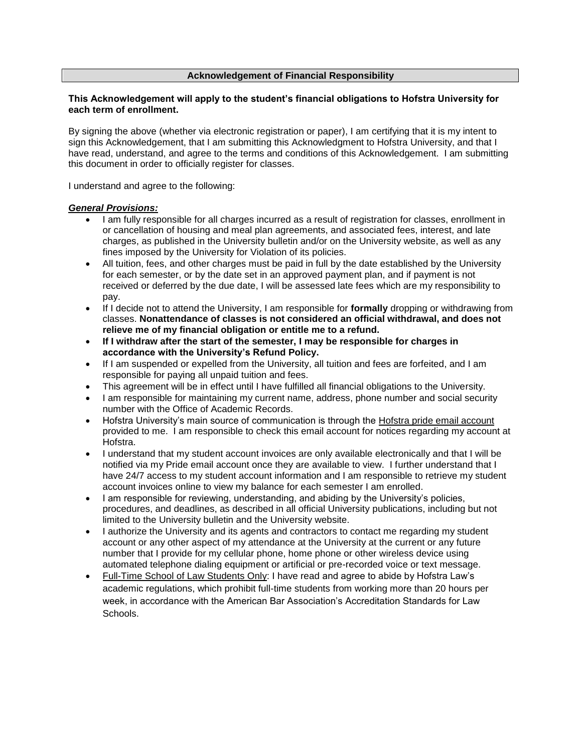## Acknowledgement of Financial Responsibility

**This Acknowledgement will apply to the student's financial obligations to Hofstra University for each term of enrollment.**

By signing the above (whether via electronic registration or paper), I am certifying that it is my intent to sign this Acknowledgement, that I am submitting this Acknowledgment to Hofstra University, and that I have read, understand, and agree to the terms and conditions of this Acknowledgement. I am submitting this document in order to officially register for classes.

I understand and agree to the following:

***General Provisions:***

- I am fully responsible for all charges incurred as a result of registration for classes, enrollment in or cancellation of housing and meal plan agreements, and associated fees, interest, and late charges, as published in the University bulletin and/or on the University website, as well as any fines imposed by the University for Violation of its policies.
- All tuition, fees, and other charges must be paid in full by the date established by the University for each semester, or by the date set in an approved payment plan, and if payment is not received or deferred by the due date, I will be assessed late fees which are my responsibility to pay.
- If I decide not to attend the University, I am responsible for **formally** dropping or withdrawing from classes. **Nonattendance of classes is not considered an official withdrawal, and does not relieve me of my financial obligation or entitle me to a refund.**
- **If I withdraw after the start of the semester, I may be responsible for charges in accordance with the University's Refund Policy.**
- If I am suspended or expelled from the University, all tuition and fees are forfeited, and I am responsible for paying all unpaid tuition and fees.
- This agreement will be in effect until I have fulfilled all financial obligations to the University.
- I am responsible for maintaining my current name, address, phone number and social security number with the Office of Academic Records.
- Hofstra University's main source of communication is through the Hofstra pride email account provided to me. I am responsible to check this email account for notices regarding my account at Hofstra.
- I understand that my student account invoices are only available electronically and that I will be notified via my Pride email account once they are available to view. I further understand that I have 24/7 access to my student account information and I am responsible to retrieve my student account invoices online to view my balance for each semester I am enrolled.
- I am responsible for reviewing, understanding, and abiding by the University's policies, procedures, and deadlines, as described in all official University publications, including but not limited to the University bulletin and the University website.
- I authorize the University and its agents and contractors to contact me regarding my student account or any other aspect of my attendance at the University at the current or any future number that I provide for my cellular phone, home phone or other wireless device using automated telephone dialing equipment or artificial or pre-recorded voice or text message.
- Full-Time School of Law Students Only: I have read and agree to abide by Hofstra Law's academic regulations, which prohibit full-time students from working more than 20 hours per week, in accordance with the American Bar Association's Accreditation Standards for Law Schools.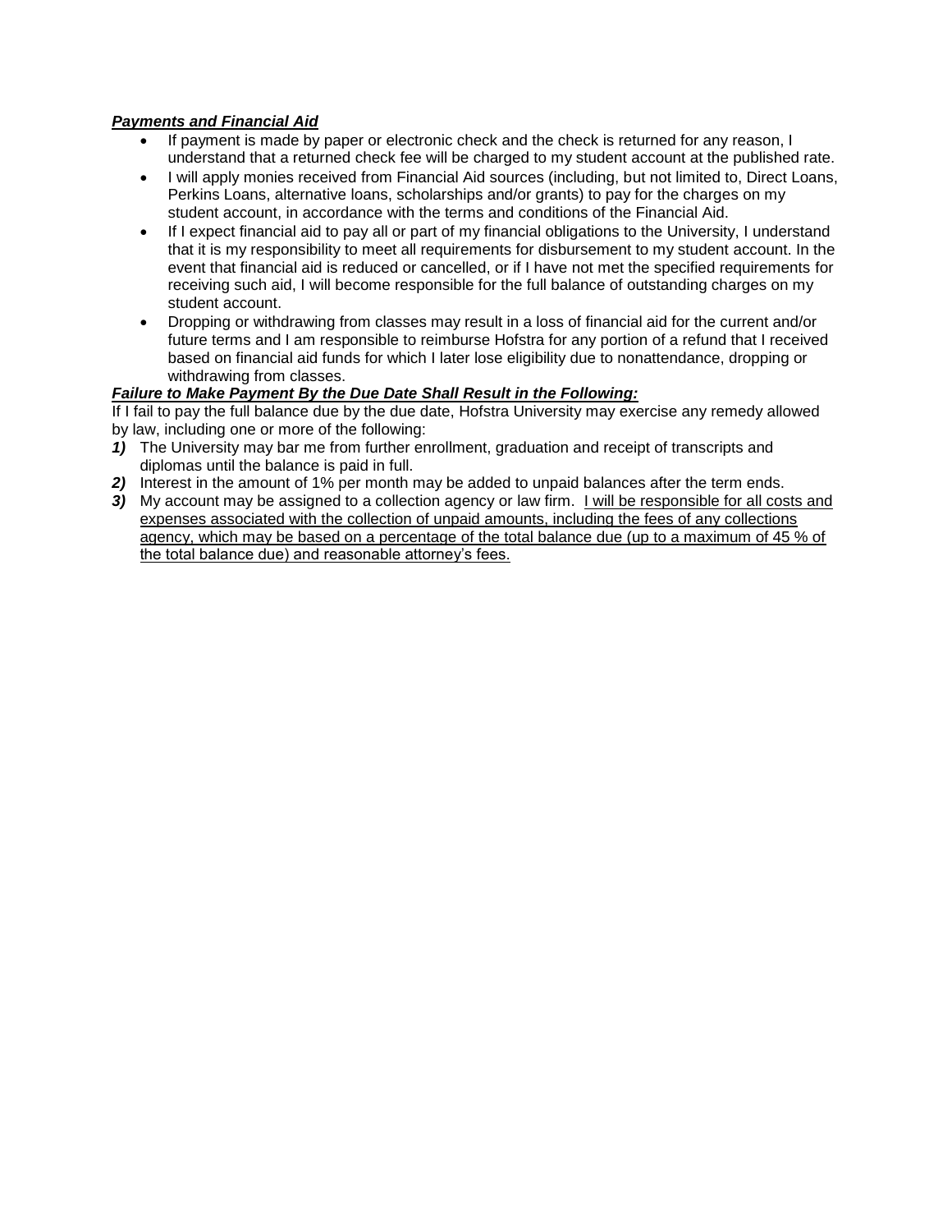***Payments and Financial Aid***

- If payment is made by paper or electronic check and the check is returned for any reason, I understand that a returned check fee will be charged to my student account at the published rate.
- I will apply monies received from Financial Aid sources (including, but not limited to, Direct Loans, Perkins Loans, alternative loans, scholarships and/or grants) to pay for the charges on my student account, in accordance with the terms and conditions of the Financial Aid.
- If I expect financial aid to pay all or part of my financial obligations to the University, I understand that it is my responsibility to meet all requirements for disbursement to my student account. In the event that financial aid is reduced or cancelled, or if I have not met the specified requirements for receiving such aid, I will become responsible for the full balance of outstanding charges on my student account.
- Dropping or withdrawing from classes may result in a loss of financial aid for the current and/or future terms and I am responsible to reimburse Hofstra for any portion of a refund that I received based on financial aid funds for which I later lose eligibility due to nonattendance, dropping or withdrawing from classes.

***Failure to Make Payment By the Due Date Shall Result in the Following:***

If I fail to pay the full balance due by the due date, Hofstra University may exercise any remedy allowed by law, including one or more of the following:

***1)*** The University may bar me from further enrollment, graduation and receipt of transcripts and diplomas until the balance is paid in full.

***2)*** Interest in the amount of 1% per month may be added to unpaid balances after the term ends.

***3)*** My account may be assigned to a collection agency or law firm. <u>I will be responsible for all costs and expenses associated with the collection of unpaid amounts, including the fees of any collections agency, which may be based on a percentage of the total balance due (up to a maximum of 45 % of the total balance due) and reasonable attorney's fees.</u>